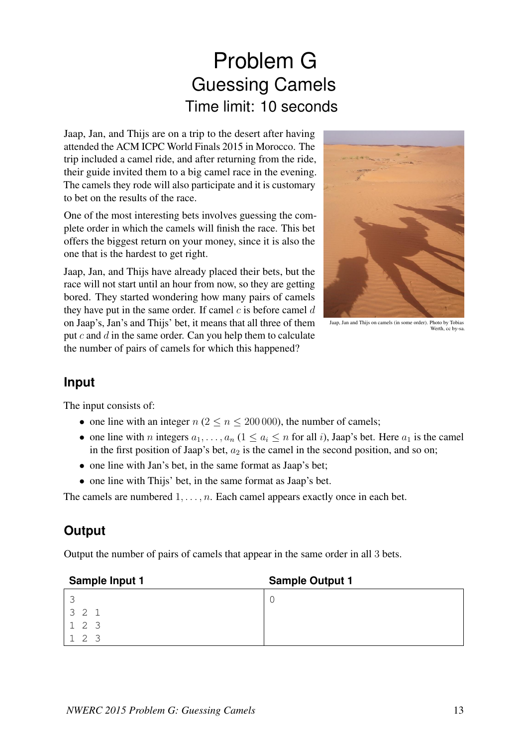# Problem G
## Guessing Camels
### Time limit: 10 seconds

Jaap, Jan, and Thijs are on a trip to the desert after having attended the ACM ICPC World Finals 2015 in Morocco. The trip included a camel ride, and after returning from the ride, their guide invited them to a big camel race in the evening. The camels they rode will also participate and it is customary to bet on the results of the race.

One of the most interesting bets involves guessing the complete order in which the camels will finish the race. This bet offers the biggest return on your money, since it is also the one that is the hardest to get right.

Jaap, Jan, and Thijs have already placed their bets, but the race will not start until an hour from now, so they are getting bored. They started wondering how many pairs of camels they have put in the same order. If camel $c$ is before camel $d$ on Jaap's, Jan's and Thijs' bet, it means that all three of them put $c$ and $d$ in the same order. Can you help them to calculate the number of pairs of camels for which this happened?

Jaap, Jan and Thijs on camels (in some order). Photo by Tobias Werth, cc by-sa.

## Input

The input consists of:

- one line with an integer $n$ ($2 \leq n \leq 200\,000$), the number of camels;
- one line with $n$ integers $a_1, \ldots, a_n$ ($1 \leq a_i \leq n$ for all $i$), Jaap's bet. Here $a_1$ is the camel in the first position of Jaap's bet, $a_2$ is the camel in the second position, and so on;
- one line with Jan's bet, in the same format as Jaap's bet;
- one line with Thijs' bet, in the same format as Jaap's bet.

The camels are numbered $1, \ldots, n$. Each camel appears exactly once in each bet.

## Output

Output the number of pairs of camels that appear in the same order in all 3 bets.

| Sample Input 1 | Sample Output 1 |
|---|---|
| 3<br>3 2 1<br>1 2 3<br>1 2 3 | 0 |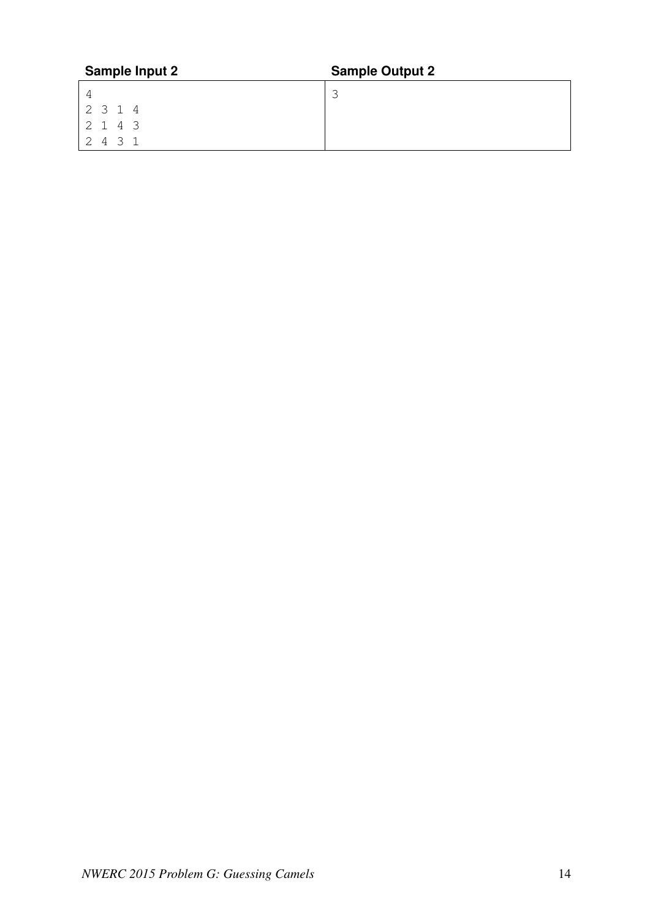| Sample Input 2 | Sample Output 2 |
| --- | --- |
| 4<br>2 3 1 4<br>2 1 4 3<br>2 4 3 1 | 3 |